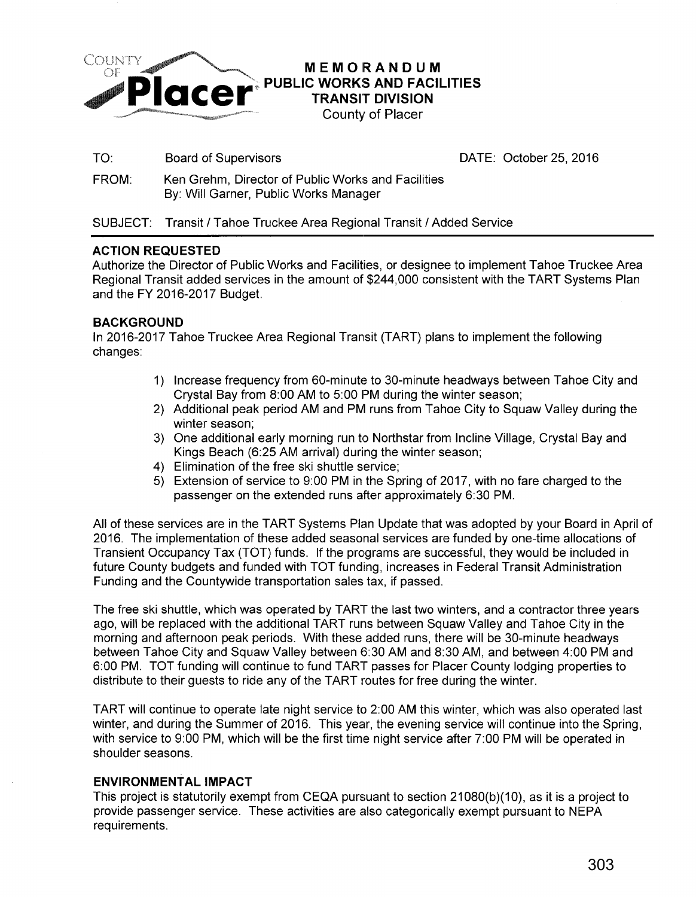County of Placer

# MEMORANDUM
## PUBLIC WORKS AND FACILITIES
## TRANSIT DIVISION
County of Placer

TO: Board of Supervisors DATE: October 25, 2016

FROM: Ken Grehm, Director of Public Works and Facilities
By: Will Garner, Public Works Manager

SUBJECT: Transit / Tahoe Truckee Area Regional Transit / Added Service

### ACTION REQUESTED

Authorize the Director of Public Works and Facilities, or designee to implement Tahoe Truckee Area Regional Transit added services in the amount of $244,000 consistent with the TART Systems Plan and the FY 2016-2017 Budget.

### BACKGROUND

In 2016-2017 Tahoe Truckee Area Regional Transit (TART) plans to implement the following changes:

1) Increase frequency from 60-minute to 30-minute headways between Tahoe City and Crystal Bay from 8:00 AM to 5:00 PM during the winter season;
2) Additional peak period AM and PM runs from Tahoe City to Squaw Valley during the winter season;
3) One additional early morning run to Northstar from Incline Village, Crystal Bay and Kings Beach (6:25 AM arrival) during the winter season;
4) Elimination of the free ski shuttle service;
5) Extension of service to 9:00 PM in the Spring of 2017, with no fare charged to the passenger on the extended runs after approximately 6:30 PM.

All of these services are in the TART Systems Plan Update that was adopted by your Board in April of 2016. The implementation of these added seasonal services are funded by one-time allocations of Transient Occupancy Tax (TOT) funds. If the programs are successful, they would be included in future County budgets and funded with TOT funding, increases in Federal Transit Administration Funding and the Countywide transportation sales tax, if passed.

The free ski shuttle, which was operated by TART the last two winters, and a contractor three years ago, will be replaced with the additional TART runs between Squaw Valley and Tahoe City in the morning and afternoon peak periods. With these added runs, there will be 30-minute headways between Tahoe City and Squaw Valley between 6:30 AM and 8:30 AM, and between 4:00 PM and 6:00 PM. TOT funding will continue to fund TART passes for Placer County lodging properties to distribute to their guests to ride any of the TART routes for free during the winter.

TART will continue to operate late night service to 2:00 AM this winter, which was also operated last winter, and during the Summer of 2016. This year, the evening service will continue into the Spring, with service to 9:00 PM, which will be the first time night service after 7:00 PM will be operated in shoulder seasons.

### ENVIRONMENTAL IMPACT

This project is statutorily exempt from CEQA pursuant to section 21080(b)(10), as it is a project to provide passenger service. These activities are also categorically exempt pursuant to NEPA requirements.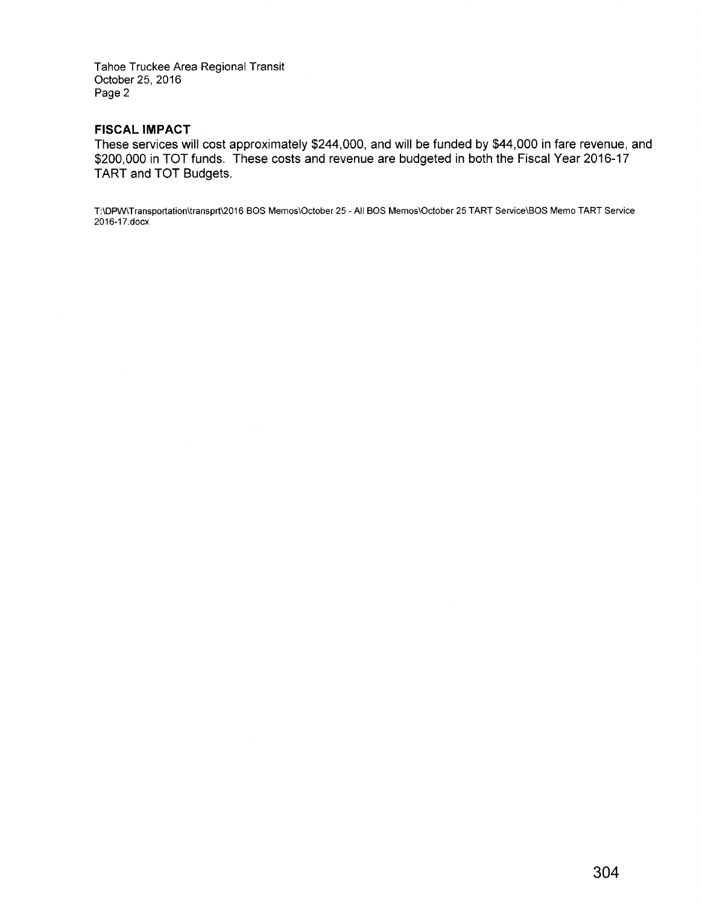## FISCAL IMPACT

These services will cost approximately $244,000, and will be funded by $44,000 in fare revenue, and $200,000 in TOT funds. These costs and revenue are budgeted in both the Fiscal Year 2016-17 TART and TOT Budgets.

T:\DPW\Transportation\transprt\2016 BOS Memos\October 25 - All BOS Memos\October 25 TART Service\BOS Memo TART Service 2016-17.docx